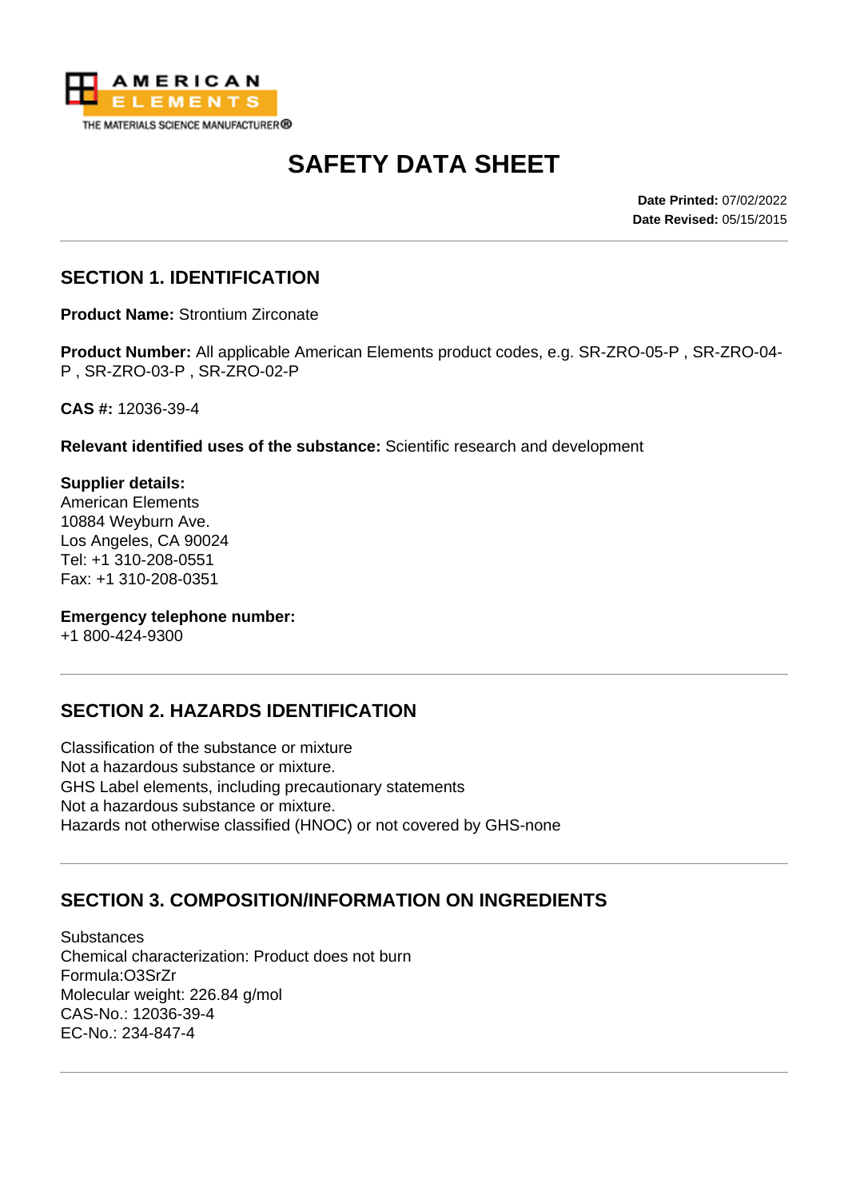AMERICAN ELEMENTS
THE MATERIALS SCIENCE MANUFACTURER®

# SAFETY DATA SHEET

**Date Printed:** 07/02/2022
**Date Revised:** 05/15/2015

## SECTION 1. IDENTIFICATION

**Product Name:** Strontium Zirconate

**Product Number:** All applicable American Elements product codes, e.g. SR-ZRO-05-P , SR-ZRO-04-P , SR-ZRO-03-P , SR-ZRO-02-P

**CAS #:** 12036-39-4

**Relevant identified uses of the substance:** Scientific research and development

**Supplier details:**
American Elements
10884 Weyburn Ave.
Los Angeles, CA 90024
Tel: +1 310-208-0551
Fax: +1 310-208-0351

**Emergency telephone number:**
+1 800-424-9300

## SECTION 2. HAZARDS IDENTIFICATION

Classification of the substance or mixture
Not a hazardous substance or mixture.
GHS Label elements, including precautionary statements
Not a hazardous substance or mixture.
Hazards not otherwise classified (HNOC) or not covered by GHS-none

## SECTION 3. COMPOSITION/INFORMATION ON INGREDIENTS

Substances
Chemical characterization: Product does not burn
Formula:$O_3SrZr$
Molecular weight: 226.84 g/mol
CAS-No.: 12036-39-4
EC-No.: 234-847-4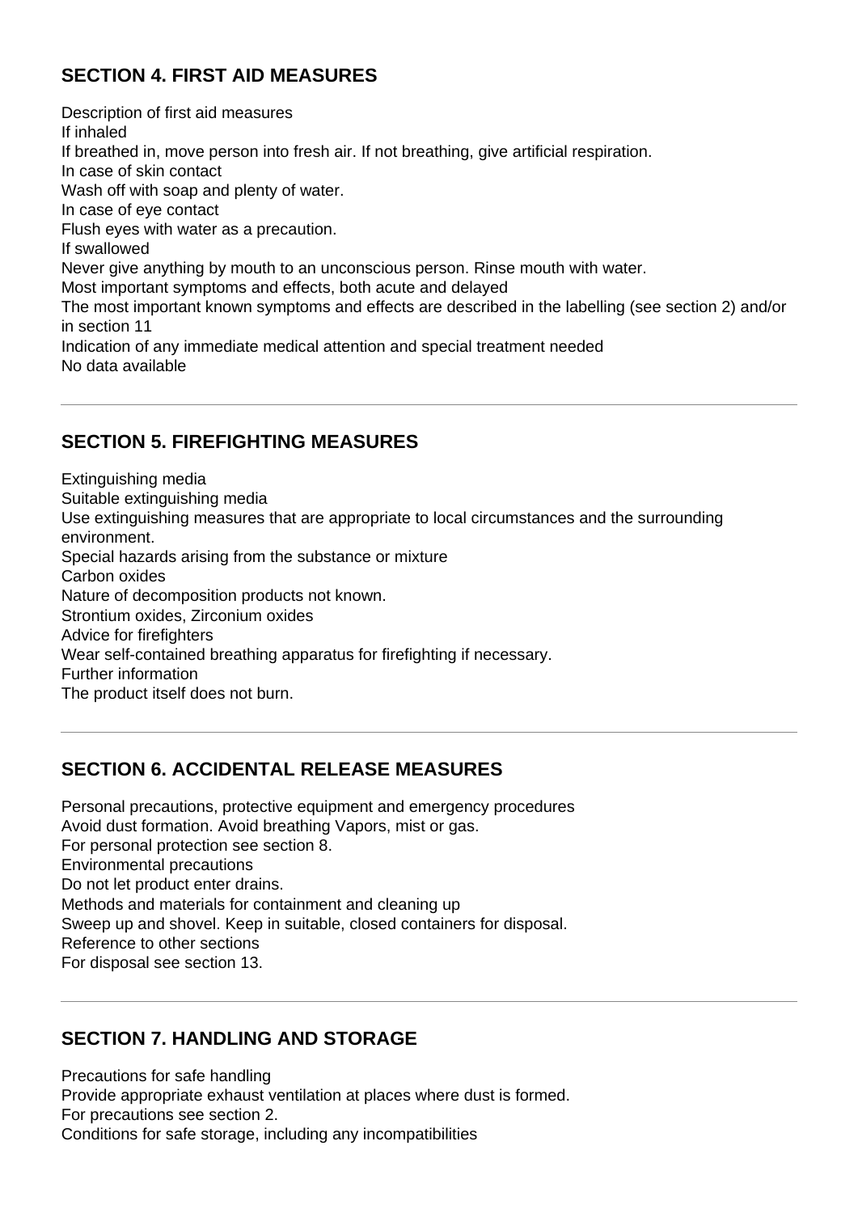## SECTION 4. FIRST AID MEASURES

Description of first aid measures
If inhaled
If breathed in, move person into fresh air. If not breathing, give artificial respiration.
In case of skin contact
Wash off with soap and plenty of water.
In case of eye contact
Flush eyes with water as a precaution.
If swallowed
Never give anything by mouth to an unconscious person. Rinse mouth with water.
Most important symptoms and effects, both acute and delayed
The most important known symptoms and effects are described in the labelling (see section 2) and/or in section 11
Indication of any immediate medical attention and special treatment needed
No data available

---

## SECTION 5. FIREFIGHTING MEASURES

Extinguishing media
Suitable extinguishing media
Use extinguishing measures that are appropriate to local circumstances and the surrounding environment.
Special hazards arising from the substance or mixture
Carbon oxides
Nature of decomposition products not known.
Strontium oxides, Zirconium oxides
Advice for firefighters
Wear self-contained breathing apparatus for firefighting if necessary.
Further information
The product itself does not burn.

---

## SECTION 6. ACCIDENTAL RELEASE MEASURES

Personal precautions, protective equipment and emergency procedures
Avoid dust formation. Avoid breathing Vapors, mist or gas.
For personal protection see section 8.
Environmental precautions
Do not let product enter drains.
Methods and materials for containment and cleaning up
Sweep up and shovel. Keep in suitable, closed containers for disposal.
Reference to other sections
For disposal see section 13.

---

## SECTION 7. HANDLING AND STORAGE

Precautions for safe handling
Provide appropriate exhaust ventilation at places where dust is formed.
For precautions see section 2.
Conditions for safe storage, including any incompatibilities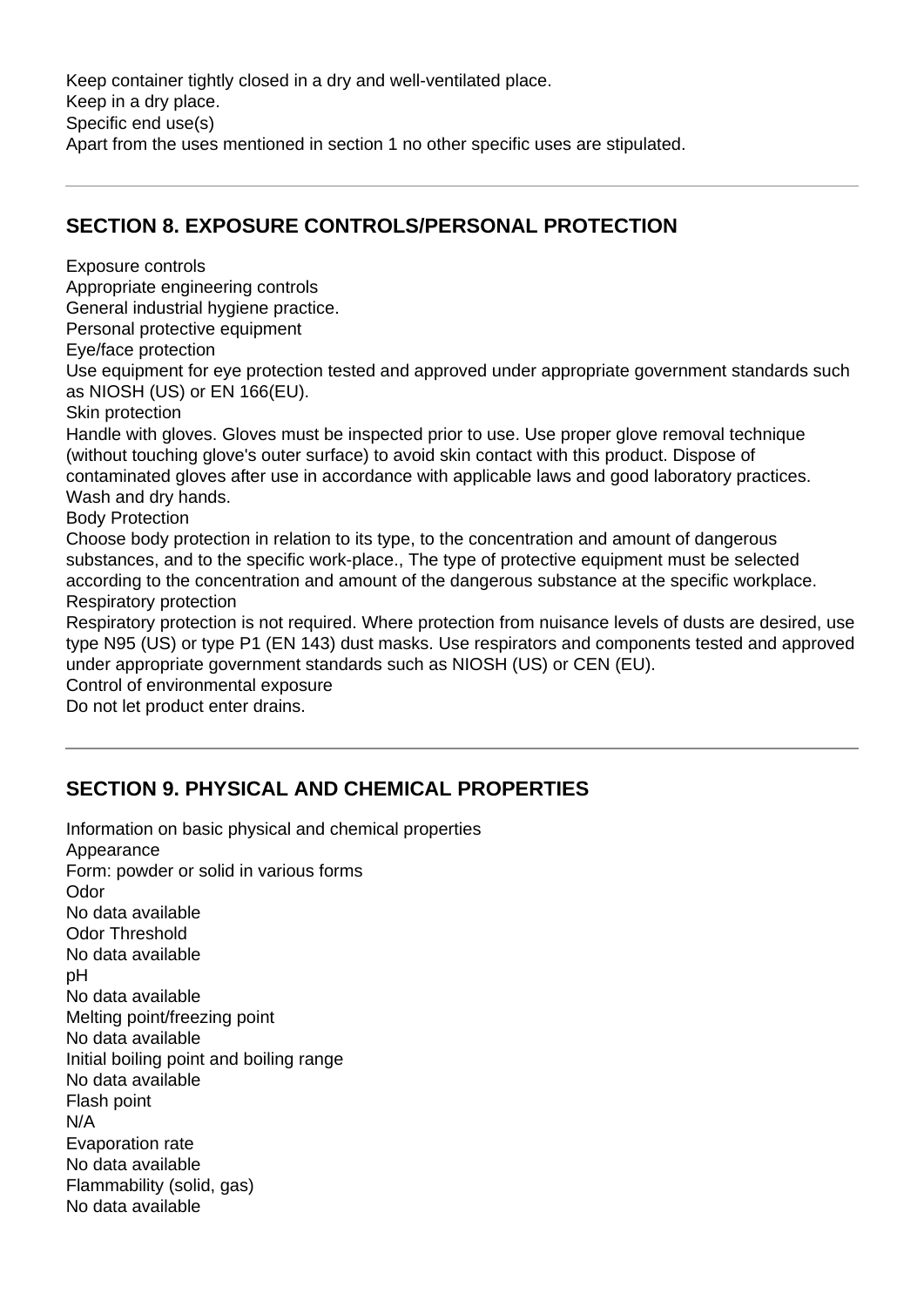Keep container tightly closed in a dry and well-ventilated place.
Keep in a dry place.
Specific end use(s)
Apart from the uses mentioned in section 1 no other specific uses are stipulated.

---

## SECTION 8. EXPOSURE CONTROLS/PERSONAL PROTECTION

Exposure controls
Appropriate engineering controls
General industrial hygiene practice.
Personal protective equipment
Eye/face protection
Use equipment for eye protection tested and approved under appropriate government standards such as NIOSH (US) or EN 166(EU).
Skin protection
Handle with gloves. Gloves must be inspected prior to use. Use proper glove removal technique (without touching glove's outer surface) to avoid skin contact with this product. Dispose of contaminated gloves after use in accordance with applicable laws and good laboratory practices. Wash and dry hands.
Body Protection
Choose body protection in relation to its type, to the concentration and amount of dangerous substances, and to the specific work-place., The type of protective equipment must be selected according to the concentration and amount of the dangerous substance at the specific workplace.
Respiratory protection
Respiratory protection is not required. Where protection from nuisance levels of dusts are desired, use type N95 (US) or type P1 (EN 143) dust masks. Use respirators and components tested and approved under appropriate government standards such as NIOSH (US) or CEN (EU).
Control of environmental exposure
Do not let product enter drains.

---

## SECTION 9. PHYSICAL AND CHEMICAL PROPERTIES

Information on basic physical and chemical properties
Appearance
Form: powder or solid in various forms
Odor
No data available
Odor Threshold
No data available
pH
No data available
Melting point/freezing point
No data available
Initial boiling point and boiling range
No data available
Flash point
N/A
Evaporation rate
No data available
Flammability (solid, gas)
No data available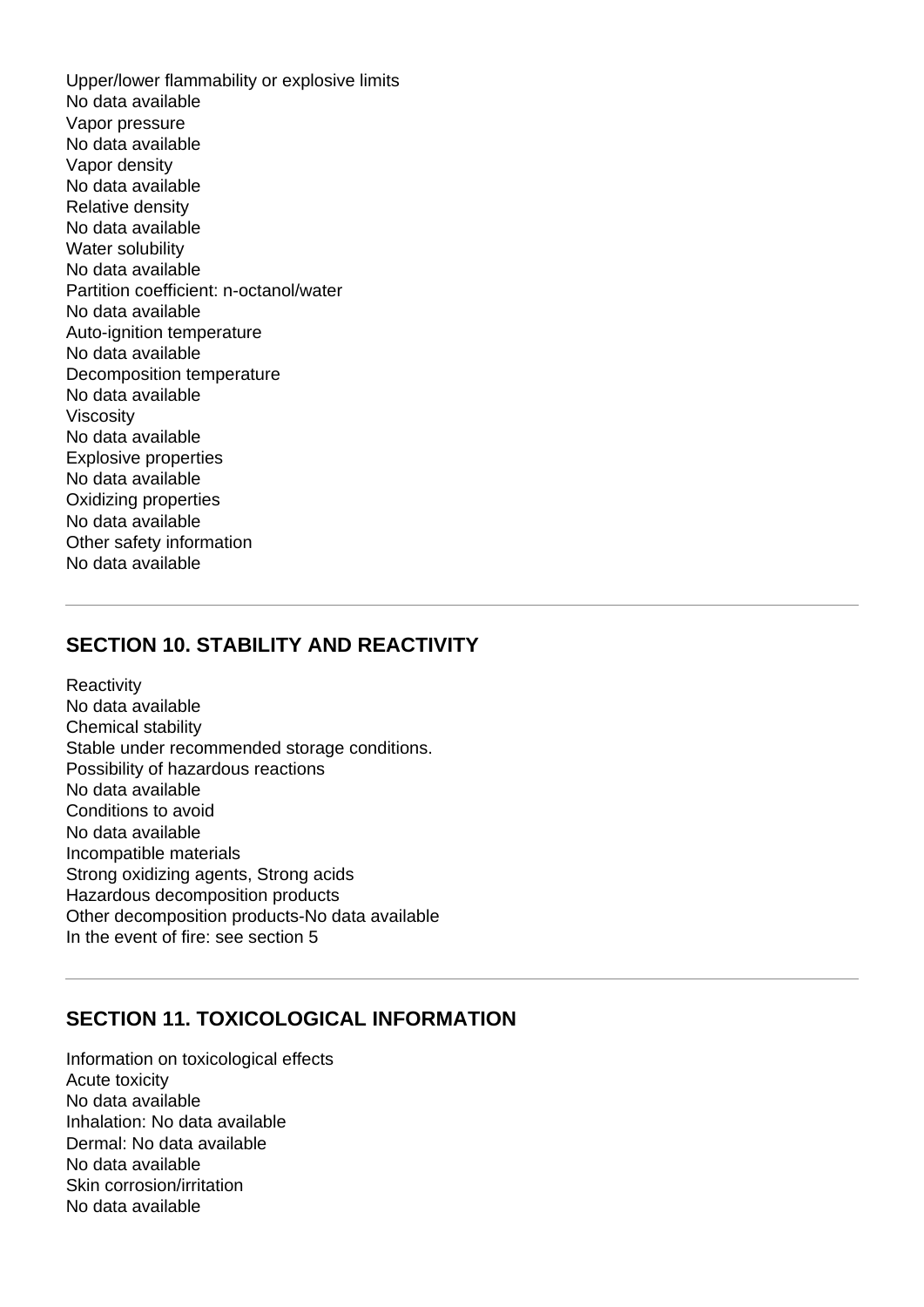Upper/lower flammability or explosive limits
No data available
Vapor pressure
No data available
Vapor density
No data available
Relative density
No data available
Water solubility
No data available
Partition coefficient: n-octanol/water
No data available
Auto-ignition temperature
No data available
Decomposition temperature
No data available
Viscosity
No data available
Explosive properties
No data available
Oxidizing properties
No data available
Other safety information
No data available

---

## SECTION 10. STABILITY AND REACTIVITY

Reactivity
No data available
Chemical stability
Stable under recommended storage conditions.
Possibility of hazardous reactions
No data available
Conditions to avoid
No data available
Incompatible materials
Strong oxidizing agents, Strong acids
Hazardous decomposition products
Other decomposition products-No data available
In the event of fire: see section 5

---

## SECTION 11. TOXICOLOGICAL INFORMATION

Information on toxicological effects
Acute toxicity
No data available
Inhalation: No data available
Dermal: No data available
No data available
Skin corrosion/irritation
No data available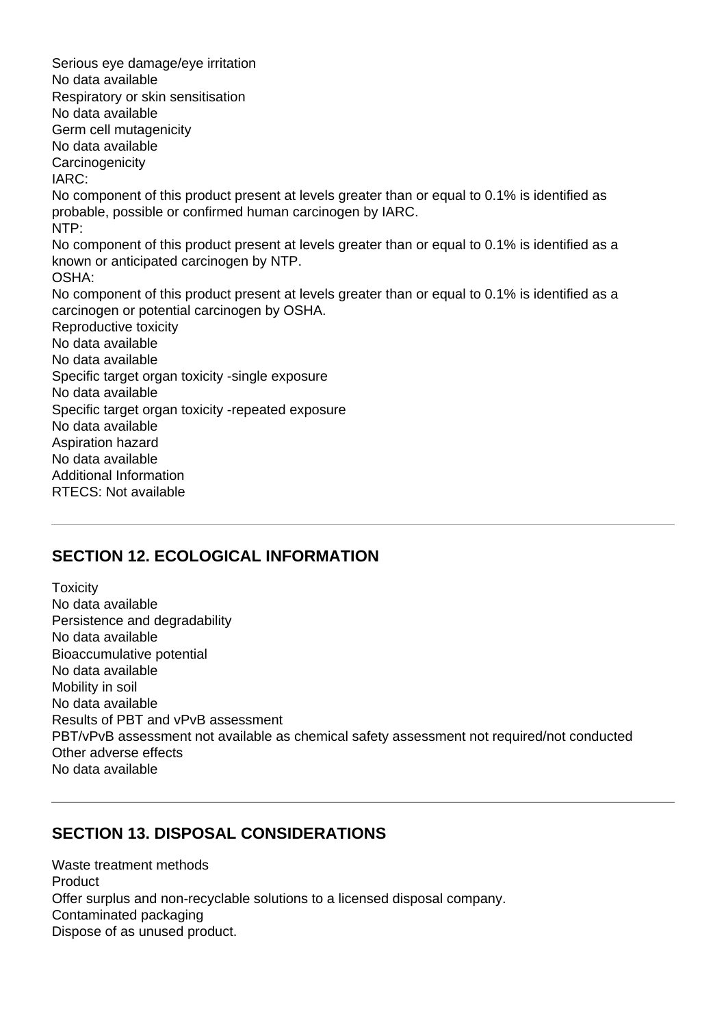Serious eye damage/eye irritation
No data available
Respiratory or skin sensitisation
No data available
Germ cell mutagenicity
No data available
Carcinogenicity
IARC:
No component of this product present at levels greater than or equal to 0.1% is identified as probable, possible or confirmed human carcinogen by IARC.
NTP:
No component of this product present at levels greater than or equal to 0.1% is identified as a known or anticipated carcinogen by NTP.
OSHA:
No component of this product present at levels greater than or equal to 0.1% is identified as a carcinogen or potential carcinogen by OSHA.
Reproductive toxicity
No data available
No data available
Specific target organ toxicity -single exposure
No data available
Specific target organ toxicity -repeated exposure
No data available
Aspiration hazard
No data available
Additional Information
RTECS: Not available

---

## SECTION 12. ECOLOGICAL INFORMATION

Toxicity
No data available
Persistence and degradability
No data available
Bioaccumulative potential
No data available
Mobility in soil
No data available
Results of PBT and vPvB assessment
PBT/vPvB assessment not available as chemical safety assessment not required/not conducted
Other adverse effects
No data available

---

## SECTION 13. DISPOSAL CONSIDERATIONS

Waste treatment methods
Product
Offer surplus and non-recyclable solutions to a licensed disposal company.
Contaminated packaging
Dispose of as unused product.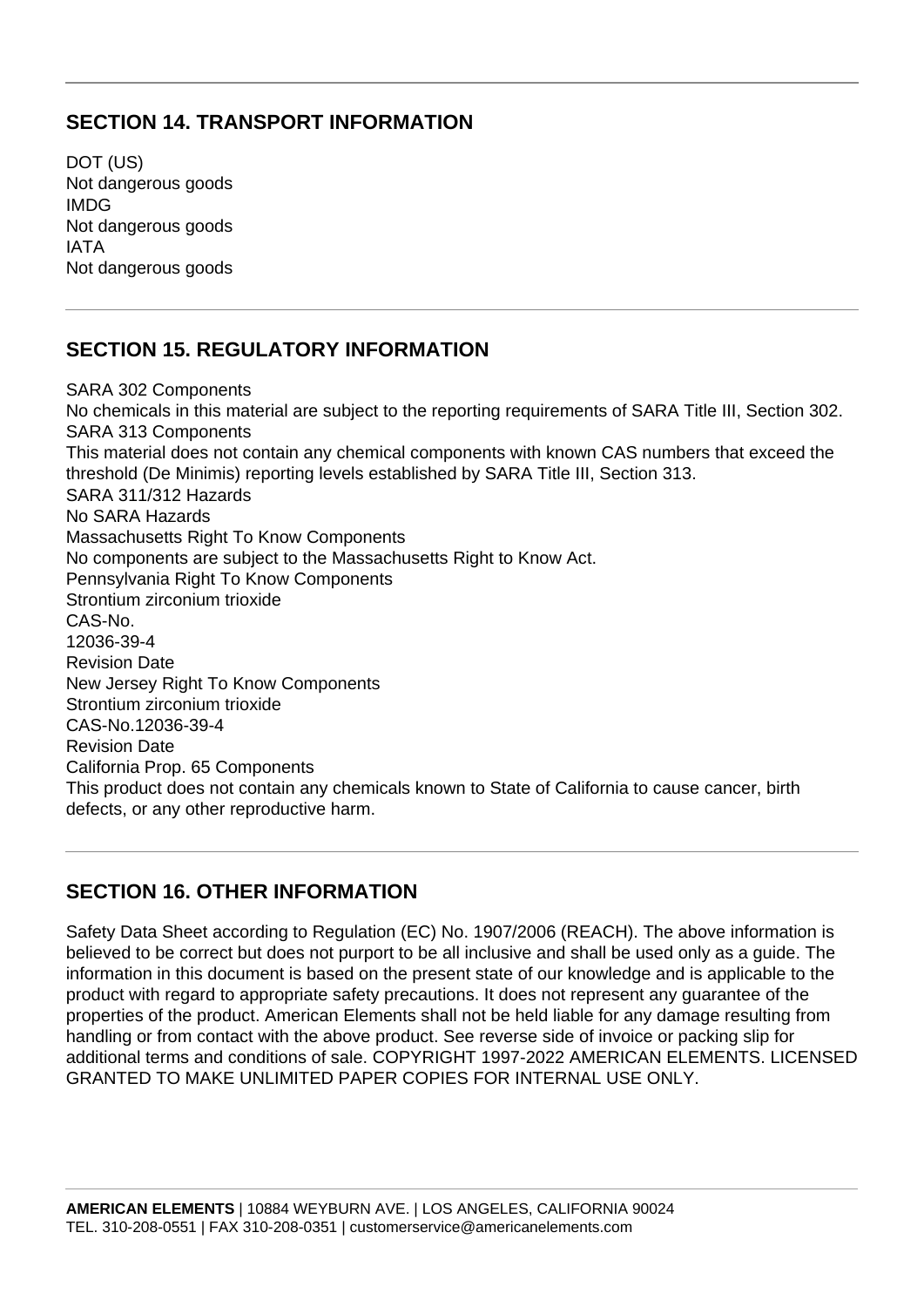## SECTION 14. TRANSPORT INFORMATION

DOT (US)
Not dangerous goods
IMDG
Not dangerous goods
IATA
Not dangerous goods

## SECTION 15. REGULATORY INFORMATION

SARA 302 Components
No chemicals in this material are subject to the reporting requirements of SARA Title III, Section 302.
SARA 313 Components
This material does not contain any chemical components with known CAS numbers that exceed the threshold (De Minimis) reporting levels established by SARA Title III, Section 313.
SARA 311/312 Hazards
No SARA Hazards
Massachusetts Right To Know Components
No components are subject to the Massachusetts Right to Know Act.
Pennsylvania Right To Know Components
Strontium zirconium trioxide
CAS-No.
12036-39-4
Revision Date
New Jersey Right To Know Components
Strontium zirconium trioxide
CAS-No.12036-39-4
Revision Date
California Prop. 65 Components
This product does not contain any chemicals known to State of California to cause cancer, birth defects, or any other reproductive harm.

## SECTION 16. OTHER INFORMATION

Safety Data Sheet according to Regulation (EC) No. 1907/2006 (REACH). The above information is believed to be correct but does not purport to be all inclusive and shall be used only as a guide. The information in this document is based on the present state of our knowledge and is applicable to the product with regard to appropriate safety precautions. It does not represent any guarantee of the properties of the product. American Elements shall not be held liable for any damage resulting from handling or from contact with the above product. See reverse side of invoice or packing slip for additional terms and conditions of sale. COPYRIGHT 1997-2022 AMERICAN ELEMENTS. LICENSED GRANTED TO MAKE UNLIMITED PAPER COPIES FOR INTERNAL USE ONLY.